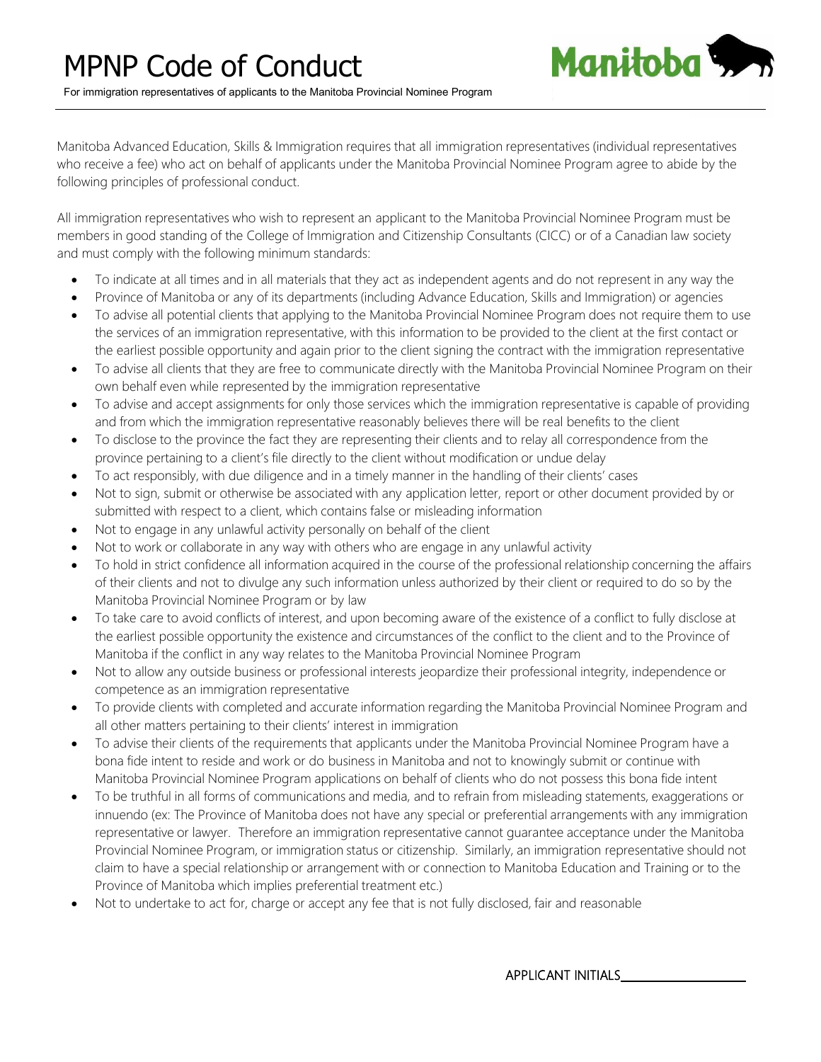# MPNP Code of Conduct

For immigration representatives of applicants to the Manitoba Provincial Nominee Program

Manitoba Advanced Education, Skills & Immigration requires that all immigration representatives (individual representatives who receive a fee) who act on behalf of applicants under the Manitoba Provincial Nominee Program agree to abide by the following principles of professional conduct.

All immigration representatives who wish to represent an applicant to the Manitoba Provincial Nominee Program must be members in good standing of the College of Immigration and Citizenship Consultants (CICC) or of a Canadian law society and must comply with the following minimum standards:

- To indicate at all times and in all materials that they act as independent agents and do not represent in any way the
- Province of Manitoba or any of its departments (including Advance Education, Skills and Immigration) or agencies
- To advise all potential clients that applying to the Manitoba Provincial Nominee Program does not require them to use the services of an immigration representative, with this information to be provided to the client at the first contact or the earliest possible opportunity and again prior to the client signing the contract with the immigration representative
- To advise all clients that they are free to communicate directly with the Manitoba Provincial Nominee Program on their own behalf even while represented by the immigration representative
- To advise and accept assignments for only those services which the immigration representative is capable of providing and from which the immigration representative reasonably believes there will be real benefits to the client
- To disclose to the province the fact they are representing their clients and to relay all correspondence from the province pertaining to a client's file directly to the client without modification or undue delay
- To act responsibly, with due diligence and in a timely manner in the handling of their clients' cases
- Not to sign, submit or otherwise be associated with any application letter, report or other document provided by or submitted with respect to a client, which contains false or misleading information
- Not to engage in any unlawful activity personally on behalf of the client
- Not to work or collaborate in any way with others who are engage in any unlawful activity
- To hold in strict confidence all information acquired in the course of the professional relationship concerning the affairs of their clients and not to divulge any such information unless authorized by their client or required to do so by the Manitoba Provincial Nominee Program or by law
- To take care to avoid conflicts of interest, and upon becoming aware of the existence of a conflict to fully disclose at the earliest possible opportunity the existence and circumstances of the conflict to the client and to the Province of Manitoba if the conflict in any way relates to the Manitoba Provincial Nominee Program
- Not to allow any outside business or professional interests jeopardize their professional integrity, independence or competence as an immigration representative
- To provide clients with completed and accurate information regarding the Manitoba Provincial Nominee Program and all other matters pertaining to their clients' interest in immigration
- To advise their clients of the requirements that applicants under the Manitoba Provincial Nominee Program have a bona fide intent to reside and work or do business in Manitoba and not to knowingly submit or continue with Manitoba Provincial Nominee Program applications on behalf of clients who do not possess this bona fide intent
- To be truthful in all forms of communications and media, and to refrain from misleading statements, exaggerations or innuendo (ex: The Province of Manitoba does not have any special or preferential arrangements with any immigration representative or lawyer. Therefore an immigration representative cannot guarantee acceptance under the Manitoba Provincial Nominee Program, or immigration status or citizenship. Similarly, an immigration representative should not claim to have a special relationship or arrangement with or connection to Manitoba Education and Training or to the Province of Manitoba which implies preferential treatment etc.)
- Not to undertake to act for, charge or accept any fee that is not fully disclosed, fair and reasonable

APPLICANT INITIALS_______________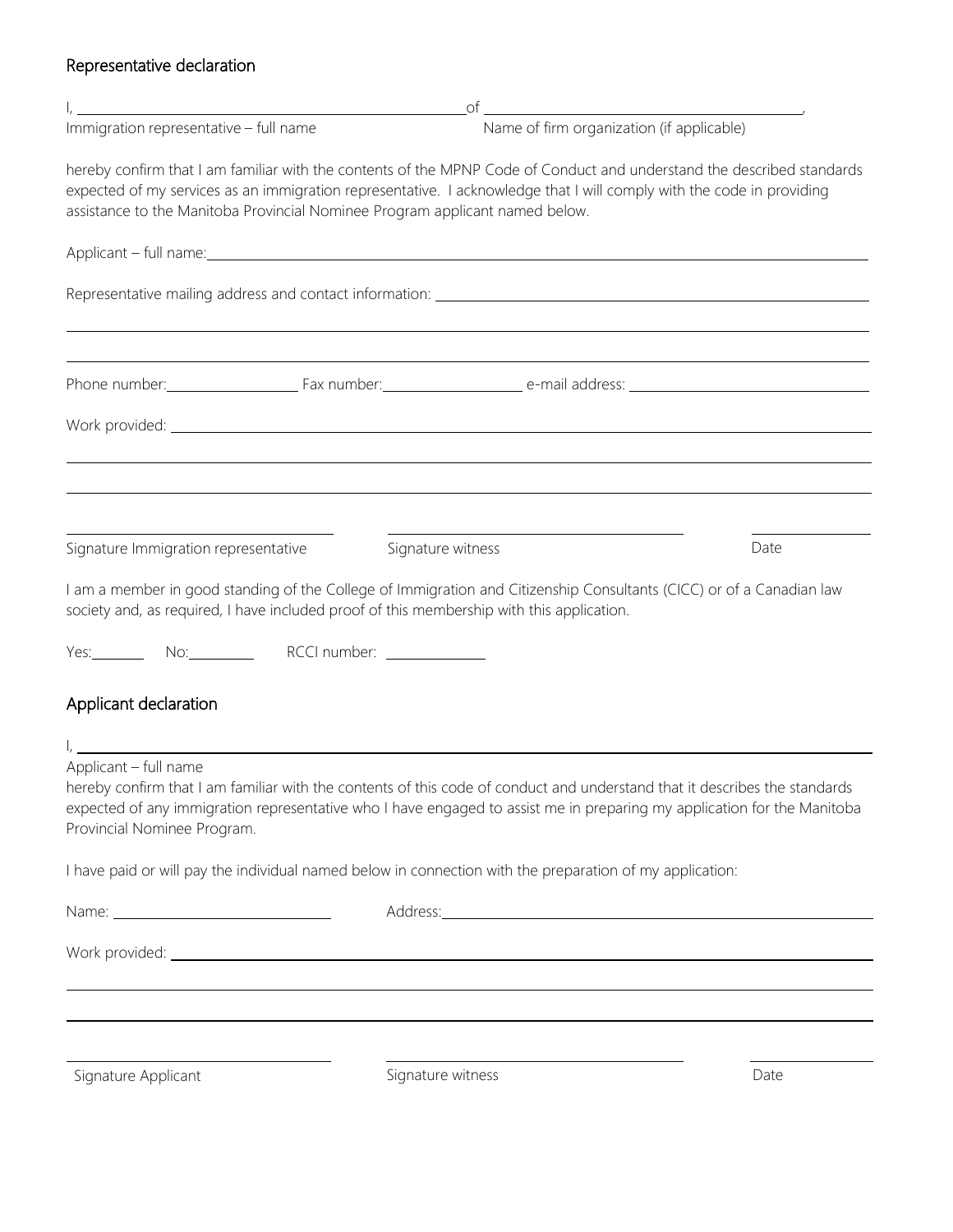## Representative declaration

I, ______________________________ of ______________________________,
Immigration representative – full name    Name of firm organization (if applicable)

hereby confirm that I am familiar with the contents of the MPNP Code of Conduct and understand the described standards expected of my services as an immigration representative. I acknowledge that I will comply with the code in providing assistance to the Manitoba Provincial Nominee Program applicant named below.

Applicant – full name: ______________________________

Representative mailing address and contact information: ______________________________

______________________________

______________________________

Phone number: ____________ Fax number: ____________ e-mail address: ____________

Work provided: ______________________________

______________________________

______________________________

______________________________ ______________________________ ____________
Signature Immigration representative    Signature witness    Date

I am a member in good standing of the College of Immigration and Citizenship Consultants (CICC) or of a Canadian law society and, as required, I have included proof of this membership with this application.

Yes: ________ No: ________ RCCI number: ____________

## Applicant declaration

I, ______________________________
Applicant – full name
hereby confirm that I am familiar with the contents of this code of conduct and understand that it describes the standards expected of any immigration representative who I have engaged to assist me in preparing my application for the Manitoba Provincial Nominee Program.

I have paid or will pay the individual named below in connection with the preparation of my application:

Name: ____________________ Address: ______________________________

Work provided: ______________________________

______________________________

______________________________

______________________________ ______________________________ ____________
Signature Applicant    Signature witness    Date